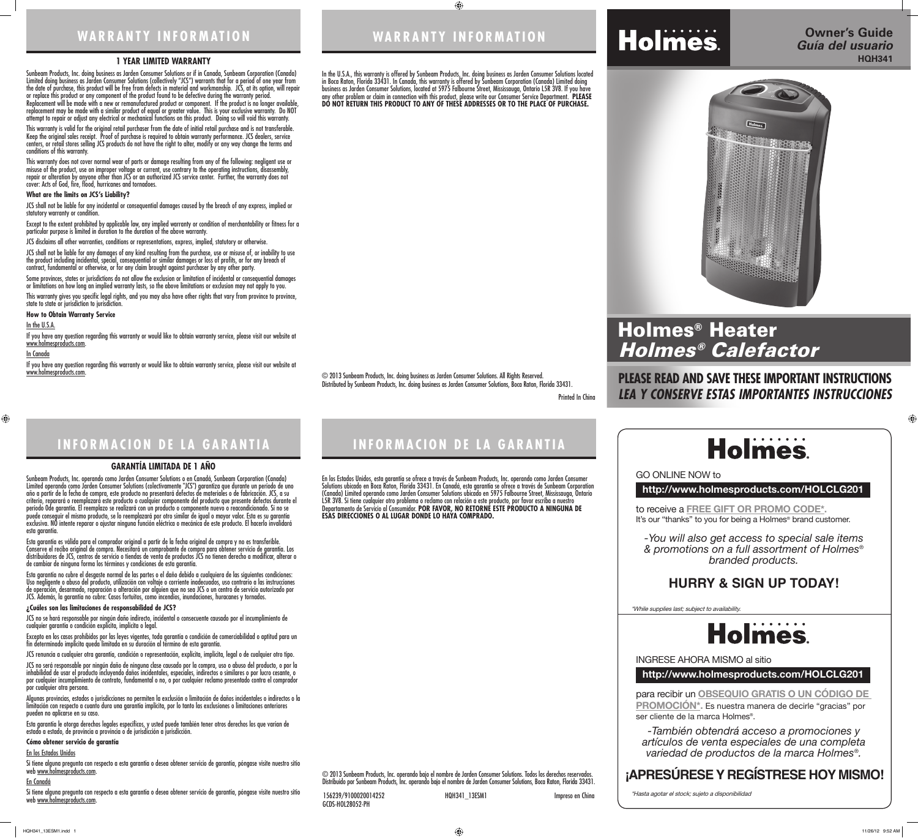# Holmes®

**Owner's Guide**
***Guía del usuario***
**HQH341**

# Holmes® Heater
# *Holmes® Calefactor*

**PLEASE READ AND SAVE THESE IMPORTANT INSTRUCTIONS**
***LEA Y CONSERVE ESTAS IMPORTANTES INSTRUCCIONES***

## WARRANTY INFORMATION

### 1 YEAR LIMITED WARRANTY

Sunbeam Products, Inc. doing business as Jarden Consumer Solutions or if in Canada, Sunbeam Corporation (Canada) Limited doing business as Jarden Consumer Solutions (collectively "JCS") warrants that for a period of one year from the date of purchase, this product will be free from defects in material and workmanship. JCS, at its option, will repair or replace this product or any component of the product found to be defective during the warranty period. Replacement will be made with a new or remanufactured product or component. If the product is no longer available, replacement may be made with a similar product of equal or greater value. This is your exclusive warranty. Do NOT attempt to repair or adjust any electrical or mechanical functions on this product. Doing so will void this warranty.

This warranty is valid for the original retail purchaser from the date of initial retail purchase and is not transferable. Keep the original sales receipt. Proof of purchase is required to obtain warranty performance. JCS dealers, service centers, or retail stores selling JCS products do not have the right to alter, modify or any way change the terms and conditions of this warranty.

This warranty does not cover normal wear of parts or damage resulting from any of the following: negligent use or misuse of the product, use on improper voltage or current, use contrary to the operating instructions, disassembly, repair or alteration by anyone other than JCS or an authorized JCS service center. Further, the warranty does not cover: Acts of God, fire, flood, hurricanes and tornadoes.

**What are the limits on JCS's Liability?**

JCS shall not be liable for any incidental or consequential damages caused by the breach of any express, implied or statutory warranty or condition.

Except to the extent prohibited by applicable law, any implied warranty or condition of merchantability or fitness for a particular purpose is limited in duration to the duration of the above warranty.

JCS disclaims all other warranties, conditions or representations, express, implied, statutory or otherwise.

JCS shall not be liable for any damages of any kind resulting from the purchase, use or misuse of, or inability to use the product including incidental, special, consequential or similar damages or loss of profits, or for any breach of contract, fundamental or otherwise, or for any claim brought against purchaser by any other party.

Some provinces, states or jurisdictions do not allow the exclusion or limitation of incidental or consequential damages or limitations on how long an implied warranty lasts, so the above limitations or exclusion may not apply to you.

This warranty gives you specific legal rights, and you may also have other rights that vary from province to province, state to state or jurisdiction to jurisdiction.

**How to Obtain Warranty Service**

In the U.S.A.

If you have any question regarding this warranty or would like to obtain warranty service, please visit our website at www.holmesproducts.com.

In Canada

If you have any question regarding this warranty or would like to obtain warranty service, please visit our website at www.holmesproducts.com.

In the U.S.A., this warranty is offered by Sunbeam Products, Inc. doing business as Jarden Consumer Solutions located in Boca Raton, Florida 33431. In Canada, this warranty is offered by Sunbeam Corporation (Canada) Limited doing business as Jarden Consumer Solutions, located at 5975 Falbourne Street, Mississauga, Ontario L5R 3V8. If you have any other problem or claim in connection with this product, please write our Consumer Service Department. **PLEASE DO NOT RETURN THIS PRODUCT TO ANY OF THESE ADDRESSES OR TO THE PLACE OF PURCHASE.**

© 2013 Sunbeam Products, Inc. doing business as Jarden Consumer Solutions. All Rights Reserved.
Distributed by Sunbeam Products, Inc. doing business as Jarden Consumer Solutions, Boca Raton, Florida 33431.

Printed In China

## INFORMACION DE LA GARANTIA

### GARANTÍA LIMITADA DE 1 AÑO

Sunbeam Products, Inc. operando como Jarden Consumer Solutions o en Canadá, Sunbeam Corporation (Canada) Limited operando como Jarden Consumer Solutions (colectivamente "JCS") garantiza que durante un período de uno año a partir de la fecha de compra, este producto no presentará defectos de materiales o de fabricación. JCS, a su criterio, reparará o reemplazará este producto o cualquier componente del producto que presente defectos durante el período 0de garantía. El reemplazo se realizará con un producto o componente nuevo o reacondicionado. Si no se puede conseguir el mismo producto, se lo reemplazará por otro similar de igual o mayor valor. Esta es su garantía exclusiva. NO intente reparar o ajustar ninguna función eléctrica o mecánica de este producto. El hacerlo invalidará esta garantía.

Esta garantía es válida para el comprador original a partir de la fecha original de compra y no es transferible. Conserve el recibo original de compra. Necesitará un comprobante de compra para obtener servicio de garantía. Los distribuidores de JCS, centros de servicio o tiendas de venta de productos JCS no tienen derecho a modificar, alterar o de cambiar de ninguna forma los términos y condiciones de esta garantía.

Esta garantía no cubre el desgaste normal de las partes o el daño debido a cualquiera de las siguientes condiciones: Uso negligente o abuso del producto, utilización con voltaje o corriente inadecuados, uso contrario a las instrucciones de operación, desarmado, reparación o alteración por alguien que no sea JCS o un centro de servicio autorizado por JCS. Además, la garantía no cubre: Casos fortuitos, como incendios, inundaciones, huracanes y tornados.

**¿Cuáles son las limitaciones de responsabilidad de JCS?**

JCS no se hará responsable por ningún daño indirecto, incidental o consecuente causado por el incumplimiento de cualquier garantía o condición explícita, implícita o legal.

Excepto en los casos prohibidos por las leyes vigentes, toda garantía o condición de comerciabilidad o aptitud para un fin determinado implícita queda limitada en su duración al término de esta garantía.

JCS renuncia a cualquier otra garantía, condición o representación, explícita, implícita, legal o de cualquier otro tipo.

JCS no será responsable por ningún daño de ninguna clase causado por la compra, uso o abuso del producto, o por la inhabilidad de usar el producto incluyendo daños incidentales, especiales, indirectos o similares o por lucro cesante, o por cualquier incumplimiento de contrato, fundamental o no, o por cualquier reclamo presentado contra el comprador por cualquier otra persona.

Algunas provincias, estados o jurisdicciones no permiten la exclusión o limitación de daños incidentales o indirectos o la limitación con respecto a cuanto dura una garantía implícita, por lo tanto las exclusiones o limitaciones anteriores pueden no aplicarse en su caso.

Esta garantía le otorga derechos legales específicos, y usted puede también tener otros derechos los que varían de estado a estado, de provincia a provincia o de jurisdicción a jurisdicción.

**Cómo obtener servicio de garantía**

En los Estados Unidos

Si tiene alguna pregunta con respecto a esta garantía o desea obtener servicio de garantía, póngase visite nuestro sitio web www.holmesproducts.com.

En Canadá

Si tiene alguna pregunta con respecto a esta garantía o desea obtener servicio de garantía, póngase visite nuestro sitio web www.holmesproducts.com.

En los Estados Unidos, esta garantía se ofrece a través de Sunbeam Products, Inc. operando como Jarden Consumer Solutions ubicado en Boca Raton, Florida 33431. En Canadá, esta garantía se ofrece a través de Sunbeam Corporation (Canada) Limited operando como Jarden Consumer Solutions ubicado en 5975 Falbourne Street, Mississauga, Ontario L5R 3V8. Si tiene cualquier otro problema o reclamo con relación a este producto, por favor escriba a nuestro Departamento de Servicio al Consumidor. **POR FAVOR, NO RETORNE ESTE PRODUCTO A NINGUNA DE ESAS DIRECCIONES O AL LUGAR DONDE LO HAYA COMPRADO.**

© 2013 Sunbeam Products, Inc. operando bajo el nombre de Jarden Consumer Solutions. Todos los derechos reservados.
Distribuido por Sunbeam Products, Inc. operando bajo el nombre de Jarden Consumer Solutions, Boca Raton, Florida 33431.

156239/9100020014252 HQH341_13ESM1 Impreso en China
GCDS-HOL28052-PH

---

# Holmes®

GO ONLINE NOW to

**http://www.holmesproducts.com/HOLCLG201**

to receive a **FREE GIFT OR PROMO CODE\*.**
It's our "thanks" to you for being a Holmes® brand customer.

*-You will also get access to special sale items & promotions on a full assortment of Holmes® branded products.*

**HURRY & SIGN UP TODAY!**

*\*While supplies last; subject to availability.*

# Holmes®

INGRESE AHORA MISMO al sitio

**http://www.holmesproducts.com/HOLCLG201**

para recibir un **OBSEQUIO GRATIS O UN CÓDIGO DE PROMOCIÓN\*.** Es nuestra manera de decirle "gracias" por ser cliente de la marca Holmes®.

*-También obtendrá acceso a promociones y artículos de venta especiales de una completa variedad de productos de la marca Holmes®.*

**¡APRESÚRESE Y REGÍSTRESE HOY MISMO!**

*\*Hasta agotar el stock; sujeto a disponibilidad*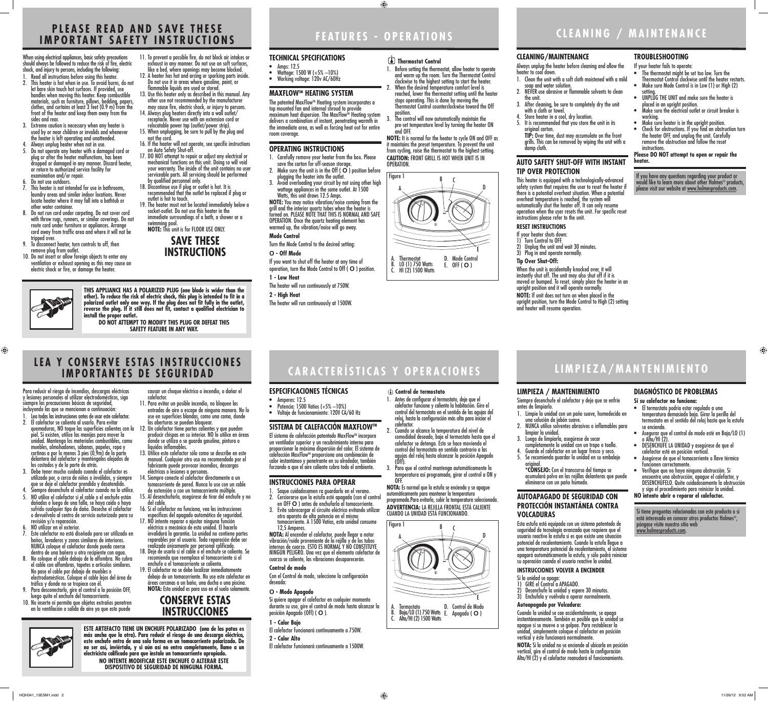# PLEASE READ AND SAVE THESE IMPORTANT SAFETY INSTRUCTIONS

When using electrical appliances, basic safety precautions should always be followed to reduce the risk of fire, electric shock, and injury to persons, including the following:

1. Read all instructions before using this heater.
2. This heater is hot when in use. To avoid burns, do not let bare skin touch hot surfaces. If provided, use handles when moving this heater. Keep combustible materials, such as furniture, pillows, bedding, papers, clothes, and curtains at least 3 feet (0.9 m) from the front of the heater and keep them away from the sides and rear.
3. Extreme caution is necessary when any heater is used by or near children or invalids and whenever the heater is left operating and unattended.
4. Always unplug heater when not in use.
5. Do not operate any heater with a damaged cord or plug or after the heater malfunctions, has been dropped or damaged in any manner. Discard heater, or return to authorized service facility for examination and/or repair.
6. Do not use outdoors.
7. This heater is not intended for use in bathrooms, laundry areas and similar indoor locations. Never locate heater where it may fall into a bathtub or other water container.
8. Do not run cord under carpeting. Do not cover cord with throw rugs, runners, or similar coverings. Do not route cord under furniture or appliances. Arrange cord away from traffic area and where it will not be tripped over.
9. To disconnect heater, turn controls to off, then remove plug from outlet.
10. Do not insert or allow foreign objects to enter any ventilation or exhaust opening as this may cause an electric shock or fire, or damage the heater.
11. To prevent a possible fire, do not block air intakes or exhaust in any manner. Do not use on soft surfaces, like a bed, where openings may become blocked.
12. A heater has hot and arcing or sparking parts inside. Do not use it in areas where gasoline, paint, or flammable liquids are used or stored.
13. Use this heater only as described in this manual. Any other use not recommended by the manufacturer may cause fire, electric shock, or injury to persons.
14. Always plug heaters directly into a wall outlet/receptacle. Never use with an extension cord or relocatable power tap (outlet/power strip).
15. When unplugging, be sure to pull by the plug and not the cord.
16. If the heater will not operate, see specific instructions on Auto Safety Shut-off.
17. DO NOT attempt to repair or adjust any electrical or mechanical functions on this unit. Doing so will void your warranty. The inside of the unit contains no user serviceable parts. All servicing should be performed by qualified personnel only.
18. Discontinue use if plug or outlet is hot. It is recommended that the outlet be replaced if plug or outlet is hot to touch.
19. The heater must not be located immediately below a socket-outlet. Do not use this heater in the immediate surroundings of a bath, a shower or a swimming pool.
    **NOTE:** This unit is for FLOOR USE ONLY.

## SAVE THESE INSTRUCTIONS

**THIS APPLIANCE HAS A POLARIZED PLUG (one blade is wider than the other). To reduce the risk of electric shock, this plug is intended to fit in a polarized outlet only one way. If the plug does not fit fully in the outlet, reverse the plug. If it still does not fit, contact a qualified electrician to install the proper outlet.**

**DO NOT ATTEMPT TO MODIFY THIS PLUG OR DEFEAT THIS SAFETY FEATURE IN ANY WAY.**

# FEATURES - OPERATIONS

## TECHNICAL SPECIFICATIONS

- Amps: 12.5
- Wattage: 1500 W (+5% –10%)
- Working voltage: 120v AC/60Hz

## MAXFLOW™ HEATING SYSTEM

The patented MaxFlow™ Heating system incorporates a top mounted fan and internal shroud to provide maximum heat dispersion. The MaxFlow™ Heating system delivers a combination of instant, penetrating warmth in the immediate area, as well as forcing heat out for entire room coverage.

## OPERATING INSTRUCTIONS

1. Carefully remove your heater from the box. Please save the carton for off-season storage.
2. Make sure the unit is in the Off ( O ) position before plugging the heater into the outlet.
3. Avoid overloading your circuit by not using other high wattage appliances in the same outlet. At 1500 Watts, this unit draws 12.5 Amps.

**NOTE:** You may notice vibration/noise coming from the grill and the interior quartz tubes when the heater is turned on. PLEASE NOTE THAT THIS IS NORMAL AND SAFE OPERATION. Once the quartz heating element has warmed up, the vibration/noise will go away.

**Mode Control**

Turn the Mode Control to the desired setting:

**O - Off Mode**

If you want to shut off the heater at any time of operation, turn the Mode Control to Off ( O ) position.

**1 - Low Heat**

The heater will run continuously at 750W.

**2 - High Heat**

The heater will run continuously at 1500W.

**Thermostat Control**

1. Before setting the thermostat, allow heater to operate and warm up the room. Turn the Thermostat Control clockwise to the highest setting to start the heater.
2. When the desired temperature comfort level is reached, lower the thermostat setting until the heater stops operating. This is done by moving the Thermostat Control counterclockwise toward the Off position.
3. The control will now automatically maintain the pre-set temperature level by turning the heater ON and OFF.

**NOTE:** It is normal for the heater to cycle ON and OFF as it maintains the preset temperature. To prevent the unit from cycling, raise the thermostat to the highest setting.
**CAUTION:** FRONT GRILL IS HOT WHEN UNIT IS IN OPERATION.

Figure 1

A. Thermostat
B. LO (1) 750 Watts
C. HI (2) 1500 Watts
D. Mode Control
E. OFF ( O )

# CLEANING / MAINTENANCE

## CLEANING/MAINTENANCE

Always unplug the heater before cleaning and allow the heater to cool down.

1. Clean the unit with a soft cloth moistened with a mild soap and water solution.
2. NEVER use abrasive or flammable solvents to clean the unit.
3. After cleaning, be sure to completely dry the unit with a cloth or towel.
4. Store heater in a cool, dry location.
5. It is recommended that you store the unit in its original carton.
   **TIP:** Over time, dust may accumulate on the front grills. This can be removed by wiping the unit with a damp cloth.

## AUTO SAFETY SHUT-OFF WITH INSTANT TIP OVER PROTECTION

This heater is equipped with a technologically-advanced safety system that requires the user to reset the heater if there is a potential overheat situation. When a potential overheat temperature is reached, the system will automatically shut the heater off. It can only resume operation when the user resets the unit. For specific reset instructions please refer to the unit.

**RESET INSTRUCTIONS**

If your heater shuts down:
1) Turn Control to OFF.
2) Unplug the unit and wait 30 minutes.
3) Plug in and operate normally.

**Tip Over Shut-Off:**

When the unit is accidentally knocked over, it will instantly shut off. The unit may also shut off if it is moved or bumped. To reset, simply place the heater in an upright position and it will operate normally.
**NOTE:** If unit does not turn on when placed in the upright position, turn the Mode Control to High (2) setting and heater will resume operation.

## TROUBLESHOOTING

If your heater fails to operate:

- The thermostat might be set too low. Turn the Thermostat Control clockwise until the heater restarts.
- Make sure Mode Control is in Low (1) or High (2) setting.
- UNPLUG THE UNIT and make sure the heater is placed in an upright position.
- Make sure the electrical outlet or circuit breaker is working.
- Make sure heater is in the upright position.
- Check for obstructions. If you find an obstruction turn the heater OFF, and unplug the unit. Carefully remove the obstruction and follow the reset instructions.

**Please DO NOT attempt to open or repair the heater.**

If you have any questions regarding your product or would like to learn more about other Holmes® products, please visit our website at www.holmesproducts.com.

# LEA Y CONSERVE ESTAS INSTRUCCIONES IMPORTANTES DE SEGURIDAD

Para reducir el riesgo de incendios, descargas eléctricas y lesiones personales al utilizar electrodomésticos, siga siempre las precauciones básicas de seguridad, incluyendo las que se mencionan a continuación:

1. Lea todas las instrucciones antes de usar este calefactor.
2. El calefactor se calienta al usarlo. Para evitar quemaduras, NO toque las superficies calientes con la piel. Si existen, utilice las manijas para mover la unidad. Mantenga los materiales combustibles, como muebles, almohadones, sábanas, papeles, ropa y cortinas a por lo menos 3 pies (0,9m) de la parte delantera del calefactor y manténgalos alejados de los costados y de la parte de atrás.
3. Debe tener mucho cuidado cuando el calefactor es utilizado por, o cerca de niños o inválidos, y siempre que se deje el calefactor prendido y desatendido.
4. Siempre desenchufe el calefactor cuando no lo utilice.
5. NO utilice el calefactor si el cable o el enchufe están dañados o luego de una falla, se haya caído o haya sufrido cualquier tipo de daño. Deseche el calefactor o devuélvalo al centro de servicio autorizado para su revisión y/o reparación.
6. NO utilizar en el exterior.
7. Este calefactor no está diseñado para ser utilizado en baños, lavaderos y zonas similares de interiores. NUNCA coloque el calefactor donde pueda caerse dentro de una bañera u otro recipiente con agua.
8. No coloque el cable debajo de la alfombra. No cubra el cable con alfombras, tapetes o artículos similares. No pase el cable por debajo de muebles o electrodomésticos. Coloque el cable lejos del área de tráfico y donde no se tropiece con él.
9. Para desconectarlo, gire el control a la posición OFF, luego quite el enchufe del tomacorriente.
10. No inserte ni permita que objetos extraños penetren en la ventilación o salida de aire ya que esto puede causar un choque eléctrico o incendio, o dañar el calefactor.
11. Para evitar un posible incendio, no bloquee las entradas de aire o escape de ninguna manera. No lo use en superficies blandas, como una cama, donde las aberturas se pueden bloquear.
12. Un calefactor tiene partes calientes y que pueden producir chispas en su interior. NO lo utilice en áreas donde se utiliza o se guarda gasolina, pintura o líquidos inflamables.
13. Utilice este calefactor sólo como se describe en este manual. Cualquier otro uso no recomendado por el fabricante puede provocar incendios, descargas eléctricas o lesiones a personas.
14. Siempre conecte el calefactor directamente a un tomacorriente de pared. Nunca lo use con un cable de extensión o con un tomacorriente múltiple.
15. Al desenchufarlo, asegúrese de tirar del enchufe y no del cable.
16. Si el calefactor no funciona, vea las instrucciones específicas del apagado automático de seguridad.
17. NO intente reparar o ajustar ninguna función eléctrica o mecánica de esta unidad. El hacerlo invalidará la garantía. La unidad no contiene partes reparables por el usuario. Toda reparación debe ser realizada únicamente por personal calificado.
18. Deje de usarlo si el cable o el enchufe se calienta. Se recomienda que reemplace el tomacorriente si el enchufe o el tomacorriente se calienta.
19. El calefactor no se debe localizar inmediatamente debajo de un tomacorriente. No use este calefactor en áreas cercanas a un baño, una ducha o una piscina.
    **NOTA:** Esta unidad es para uso en el suelo solamente.

## CONSERVE ESTAS INSTRUCCIONES

**ESTE ARTEFACTO TIENE UN ENCHUFE POLARIZADO (una de las patas es más ancha que la otra). Para reducir el riesgo de una descarga eléctrica, este enchufe entra de una sola forma en un tomacorriente polarizado. De no ser así, inviértalo, y si aún así no entra completamente, llame a un electricista calificado para que instale un tomacorriente apropiado.**

**NO INTENTE MODIFICAR ESTE ENCHUFE O ALTERAR ESTE DISPOSITIVO DE SEGURIDAD DE NINGUNA FORMA.**

# CARACTERÍSTICAS Y OPERACIONES

## ESPECIFICACIONES TÉCNICAS

- Amperes: 12.5
- Potencia: 1500 Vatios (+5% –10%)
- Voltaje de funcionamiento: 120V CA/60 Hz

## SISTEMA DE CALEFACCIÓN MAXFLOW™

El sistema de calefacción patentado MaxFlow™ incorpora un ventilador superior y un recubrimiento interno para proporcionar la máxima dispersión del calor. El sistema de calefacción MaxFlow™ proporciona una combinación de calor instantáneo y penetrante en su alrededor, también forzando a que el aire caliente cubra todo el ambiente.

## INSTRUCCIONES PARA OPERAR

1. Saque cuidadosamen ra guardarlo en el verano.
2. Cerciorarse que la estufa esté apagada (con el control en OFF O ) antes de enchufarla al tomacorriente.
3. Evite sobrecargar el circuito eléctrico evitando utilizar otro aparato de alta potencia en el mismo tomacorriente. A 1500 Vatios, esta unidad consume 12,5 Amperes.

**NOTA:** Al encender el calefactor, puede llegar a notar vibración/ruido proveniente de la rejilla y de los tubos internos de cuarzo. ESTO ES NORMAL Y NO CONSTITUYE NINGÚN PELIGRO. Una vez que el elemento calefactor de cuarzo se caliente, las vibraciones desaparecerán.

**Control de modo**

Con el Control de modo, seleccione la configuración deseada:

**O - Modo Apagado**

Si quiere apagar el calefactor en cualquier momento durante su uso, gire el control de modo hasta alcanzar la posición Apagado (Off) ( O ).

**1 - Calor Bajo**

El calefactor funcionará continuamente a 750W.

**2 - Calor Alto**

El calefactor funcionará continuamente a 1500W.

**Control de termostato**

1. Antes de configurar el termostato, deje que el calefactor funcione y caliente la habitación. Gire el control del termostato en el sentido de las agujas del reloj, hasta la configuración más alta para iniciar el calefactor.
2. Cuando se alcance la temperatura del nivel de comodidad deseado, baje el termostato hasta que el calefactor se detenga. Esto se hace moviendo el control del termostato en sentido contrario a las agujas del reloj hasta alcanzar la posición Apagado (Off).
3. Para que el control mantenga automáticamente la temperatura así programada, girar el control a ON y OFF.

**NOTA:** Es normal que la estufa se encienda y se apague automáticamente para mantener la temperatura programada.Para evitarlo, subir la temperatura seleccionada.
**ADVERTENCIA:** LA REJILLA FRONTAL ESTÁ CALIENTE CUANDO LA UNIDAD ESTÁ FUNCIONANDO.

Figura 1

A. Termostato
B. Baja/LO (1) 750 Watts
C. Alta/HI (2) 1500 Watts
D. Control de Modo
E. Apagado ( O )

# LIMPIEZA/MANTENIMIENTO

## LIMPIEZA / MANTENIMIENTO

Siempre desenchufe el calefactor y deje que se enfríe antes de limpiarlo.

1. Limpie la unidad con un paño suave, humedecido en una solución de jabón suave.
2. NUNCA utilice solventes abrasivos o inflamables para limpiar la unidad.
3. Luego de limpiarla, asegúrese de secar completamente la unidad con un trapo o toalla.
4. Guarde el calefactor en un lugar fresco y seco.
5. Se recomienda guardar la unidad en su embalaje original.
   ***CONSEJO:** Con el transcurso del tiempo se acumulará polvo en las rejillas delanteras que puede eliminarse con un paño húmedo.

## AUTOAPAGADO DE SEGURIDAD CON PROTECCIÓN INSTANTÁNEA CONTRA VOLCADURAS

Esta estufa está equipada con un sistema patentado de seguridad de tecnología avanzada que requiere que el usuario reactive la estufa si es que existe una situación potencial de recalentamiento. Cuando la estufa llegue a una temperatura potencial de recalentamiento, el sistema apagará automáticamente la estufa, y sólo podrá reiniciar su operación cuando el usuario reactive la unidad.

**INSTRUCCIONES VOLVER A ENCENDER**

Si la unidad se apaga:
1) GIRE el Control a APAGADO.
2) Desenchufe la unidad y espere 30 minutos.
3) Enchufela y vuélvala a operar normalmente.

**Autoapagado por Volcadura:**

Cuando la unidad se cae accidentalmente, se apaga instantáneamente. También es posible que la unidad se apague si se mueve o se golpea. Para restablecer la unidad, simplemente coloque el calefactor en posición vertical y éste funcionará normalmente.
**NOTA:** Si la unidad no se enciende al ubicarla en posición vertical, gire el control de modo hasta la configuración Alta/HI (2) y el calefactor reanudará el funcionamiento.

## DIAGNÓSTICO DE PROBLEMAS

**Si su calefactor no funciona:**

- El termostato podría estar regulado a una temperatura demasiado baja. Girar la perilla del termostato en el sentido del reloj hasta que la estufa se encienda.
- Asegurar que el control de modo esté en Baja/LO (1) o Alta/HI (2).
- DESENCHUFE LA UNIDAD y asegúrese de que el calefactor esté en posición vertical.
- Asegúrese de que el tomacorriente o llave térmica funcionen correctamente.
- Verifique que no haya ninguna obstrucción. Si encuentra una obstrucción, apague el calefactor, y DESENCHÚFELO. Quite cuidadosamente la obstrucción y siga el procedimiento para reiniciar la unidad.

**NO intente abrir o reparar el calefactor.**

Si tiene preguntas relacionadas con este producto o si está interesado en conocer otros productos Holmes®, póngase visite nuestro sitio web www.holmesproducts.com.